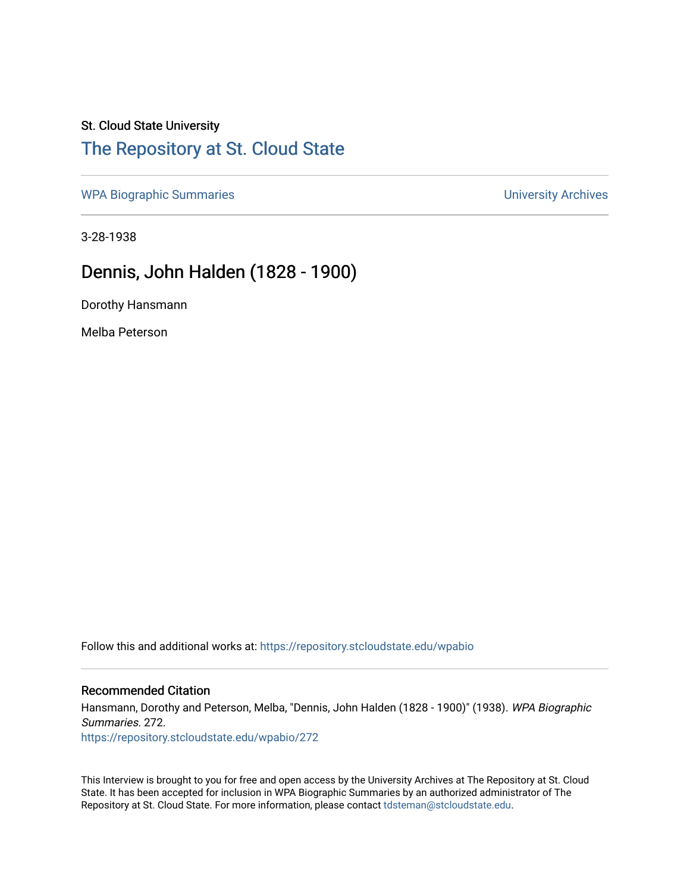St. Cloud State University

# The Repository at St. Cloud State

WPA Biographic Summaries

University Archives

3-28-1938

## Dennis, John Halden (1828 - 1900)

Dorothy Hansmann

Melba Peterson

Follow this and additional works at: https://repository.stcloudstate.edu/wpabio

### Recommended Citation

Hansmann, Dorothy and Peterson, Melba, "Dennis, John Halden (1828 - 1900)" (1938). *WPA Biographic Summaries*. 272.
https://repository.stcloudstate.edu/wpabio/272

This Interview is brought to you for free and open access by the University Archives at The Repository at St. Cloud State. It has been accepted for inclusion in WPA Biographic Summaries by an authorized administrator of The Repository at St. Cloud State. For more information, please contact tdsteman@stcloudstate.edu.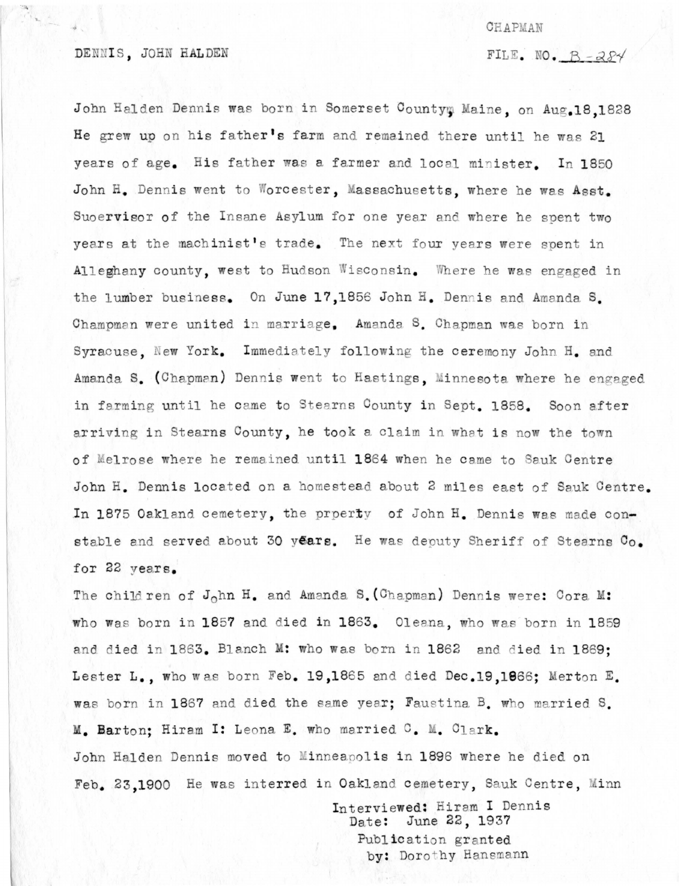CHAPMAN

DENNIS, JOHN HALDEN

FILE. NO. B-284

John Halden Dennis was born in Somerset County, Maine, on Aug.18,1828 He grew up on his father's farm and remained there until he was 21 years of age. His father was a farmer and local minister. In 1850 John H. Dennis went to Worcester, Massachusetts, where he was Asst. Suoervisor of the Insane Asylum for one year and where he spent two years at the machinist's trade. The next four years were spent in Alleghany county, west to Hudson Wisconsin. Where he was engaged in the lumber business. On June 17,1856 John H. Dennis and Amanda S. Champman were united in marriage. Amanda S. Chapman was born in Syracuse, New York. Immediately following the ceremony John H. and Amanda S. (Chapman) Dennis went to Hastings, Minnesota where he engaged in farming until he came to Stearns County in Sept. 1858. Soon after arriving in Stearns County, he took a claim in what is now the town of Melrose where he remained until 1864 when he came to Sauk Centre John H. Dennis located on a homestead about 2 miles east of Sauk Centre. In 1875 Oakland cemetery, the prperty of John H. Dennis was made constable and served about 30 years. He was deputy Sheriff of Stearns Co. for 22 years.

The children of John H. and Amanda S.(Chapman) Dennis were: Cora M: who was born in 1857 and died in 1863. Oleana, who was born in 1859 and died in 1863. Blanch M: who was born in 1862 and died in 1869; Lester L., who was born Feb. 19,1865 and died Dec.19,1866; Merton E. was born in 1867 and died the same year; Faustina B. who married S. M. Barton; Hiram I: Leona E. who married C. M. Clark.

John Halden Dennis moved to Minneapolis in 1896 where he died on Feb. 23,1900 He was interred in Oakland cemetery, Sauk Centre, Minn

Interviewed: Hiram I Dennis
Date: June 22, 1937
Publication granted
by: Dorothy Hansmann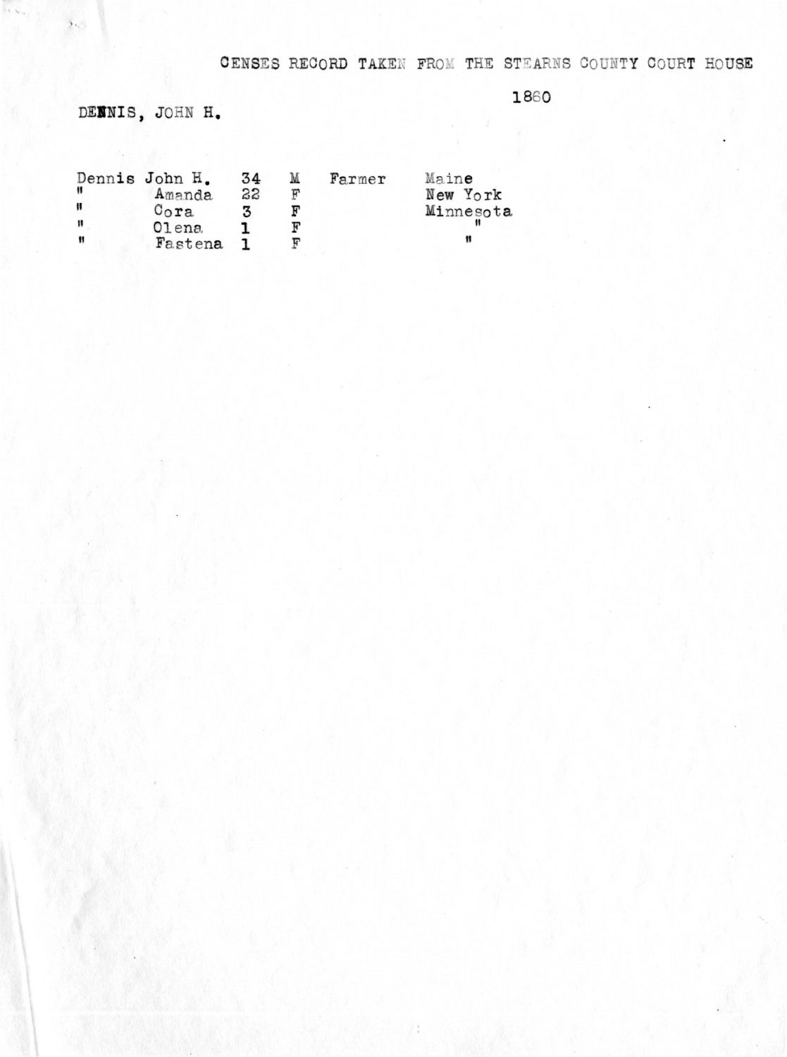CENSES RECORD TAKEN FROM THE STEARNS COUNTY COURT HOUSE

1860

DENNIS, JOHN H.

| Dennis | John H. | 34 | M | Farmer | Maine |
|---|---|---|---|---|---|
| " | Amanda | 22 | F | | New York |
| " | Cora | 3 | F | | Minnesota |
| " | Olena | 1 | F | | " |
| " | Fastena | 1 | F | | " |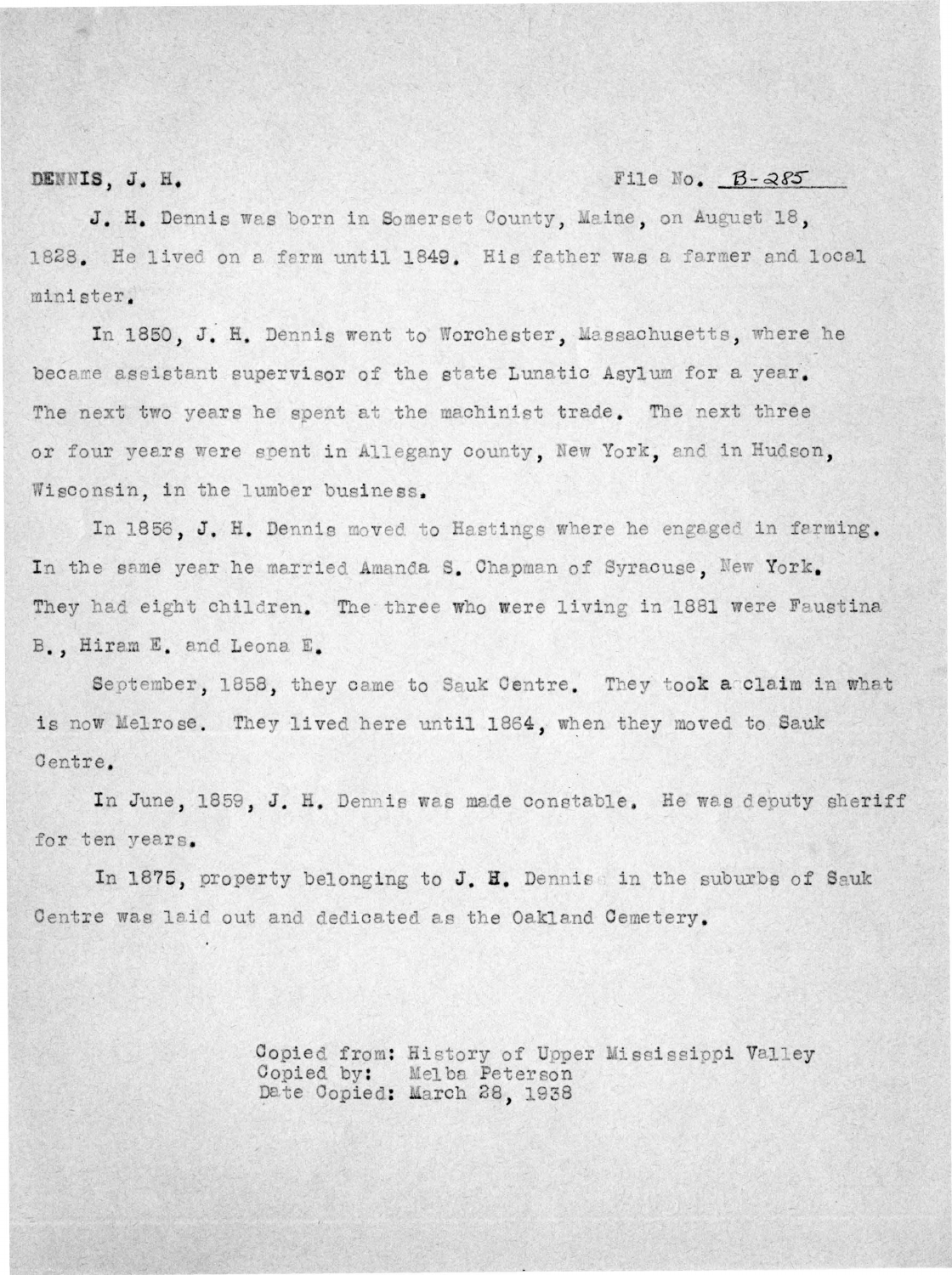DENNIS, J. H. File No. B-285

J. H. Dennis was born in Somerset County, Maine, on August 18, 1828. He lived on a farm until 1849. His father was a farmer and local minister.

In 1850, J. H. Dennis went to Worchester, Massachusetts, where he became assistant supervisor of the state Lunatic Asylum for a year. The next two years he spent at the machinist trade. The next three or four years were spent in Allegany county, New York, and in Hudson, Wisconsin, in the lumber business.

In 1856, J. H. Dennis moved to Hastings where he engaged in farming. In the same year he married Amanda S. Chapman of Syracuse, New York. They had eight children. The three who were living in 1881 were Faustina B., Hiram E. and Leona E.

September, 1858, they came to Sauk Centre. They took a claim in what is now Melrose. They lived here until 1864, when they moved to Sauk Centre.

In June, 1859, J. H. Dennis was made constable. He was deputy sheriff for ten years.

In 1875, property belonging to J. H. Dennis in the suburbs of Sauk Centre was laid out and dedicated as the Oakland Cemetery.

Copied from: History of Upper Mississippi Valley
Copied by: Melba Peterson
Date Copied: March 28, 1938